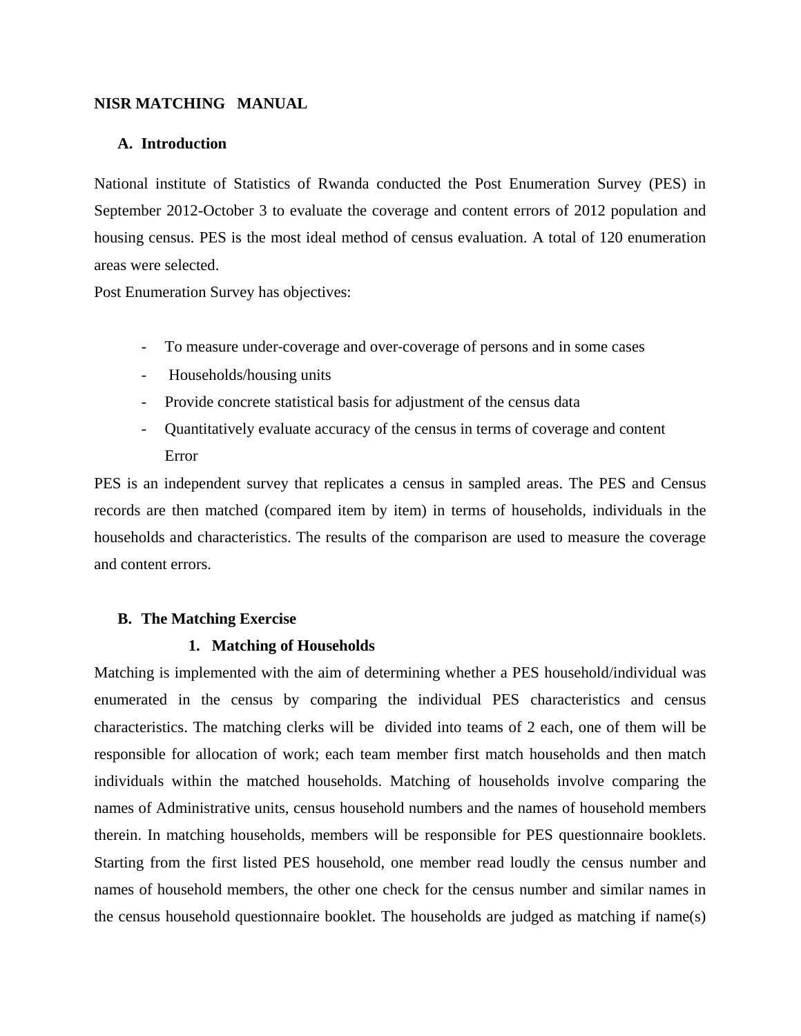# NISR MATCHING MANUAL

## A. Introduction

National institute of Statistics of Rwanda conducted the Post Enumeration Survey (PES) in September 2012-October 3 to evaluate the coverage and content errors of 2012 population and housing census. PES is the most ideal method of census evaluation. A total of 120 enumeration areas were selected.

Post Enumeration Survey has objectives:

- To measure under-coverage and over-coverage of persons and in some cases
- Households/housing units
- Provide concrete statistical basis for adjustment of the census data
- Quantitatively evaluate accuracy of the census in terms of coverage and content Error

PES is an independent survey that replicates a census in sampled areas. The PES and Census records are then matched (compared item by item) in terms of households, individuals in the households and characteristics. The results of the comparison are used to measure the coverage and content errors.

## B. The Matching Exercise

### 1. Matching of Households

Matching is implemented with the aim of determining whether a PES household/individual was enumerated in the census by comparing the individual PES characteristics and census characteristics. The matching clerks will be divided into teams of 2 each, one of them will be responsible for allocation of work; each team member first match households and then match individuals within the matched households. Matching of households involve comparing the names of Administrative units, census household numbers and the names of household members therein. In matching households, members will be responsible for PES questionnaire booklets. Starting from the first listed PES household, one member read loudly the census number and names of household members, the other one check for the census number and similar names in the census household questionnaire booklet. The households are judged as matching if name(s)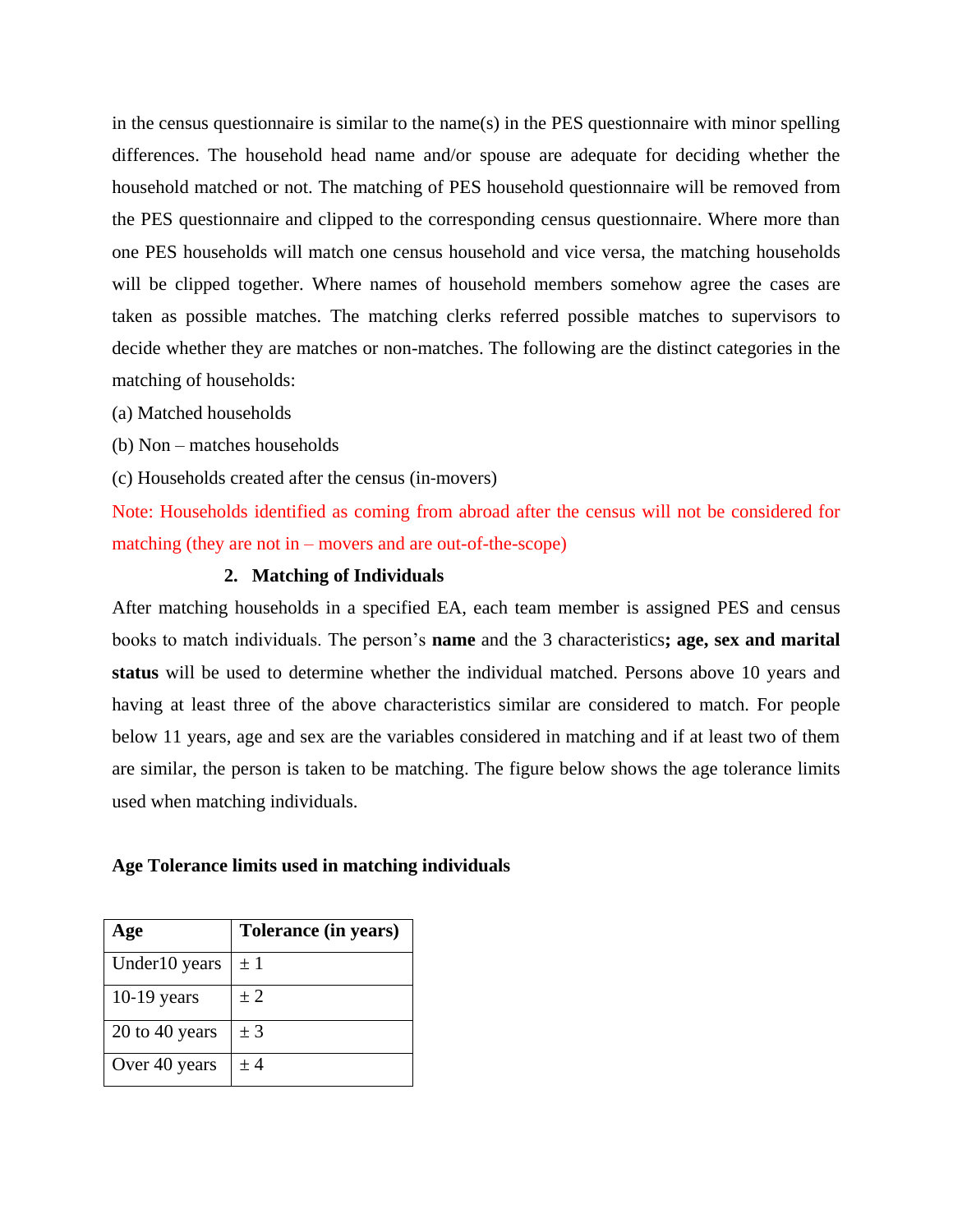in the census questionnaire is similar to the name(s) in the PES questionnaire with minor spelling differences. The household head name and/or spouse are adequate for deciding whether the household matched or not. The matching of PES household questionnaire will be removed from the PES questionnaire and clipped to the corresponding census questionnaire. Where more than one PES households will match one census household and vice versa, the matching households will be clipped together. Where names of household members somehow agree the cases are taken as possible matches. The matching clerks referred possible matches to supervisors to decide whether they are matches or non-matches. The following are the distinct categories in the matching of households:

(a) Matched households

(b) Non – matches households

(c) Households created after the census (in-movers)

Note: Households identified as coming from abroad after the census will not be considered for matching (they are not in – movers and are out-of-the-scope)

### 2. Matching of Individuals

After matching households in a specified EA, each team member is assigned PES and census books to match individuals. The person's **name** and the 3 characteristics**; age, sex and marital status** will be used to determine whether the individual matched. Persons above 10 years and having at least three of the above characteristics similar are considered to match. For people below 11 years, age and sex are the variables considered in matching and if at least two of them are similar, the person is taken to be matching. The figure below shows the age tolerance limits used when matching individuals.

**Age Tolerance limits used in matching individuals**

| Age | Tolerance (in years) |
|---|---|
| Under10 years | ± 1 |
| 10-19 years | ± 2 |
| 20 to 40 years | ± 3 |
| Over 40 years | ± 4 |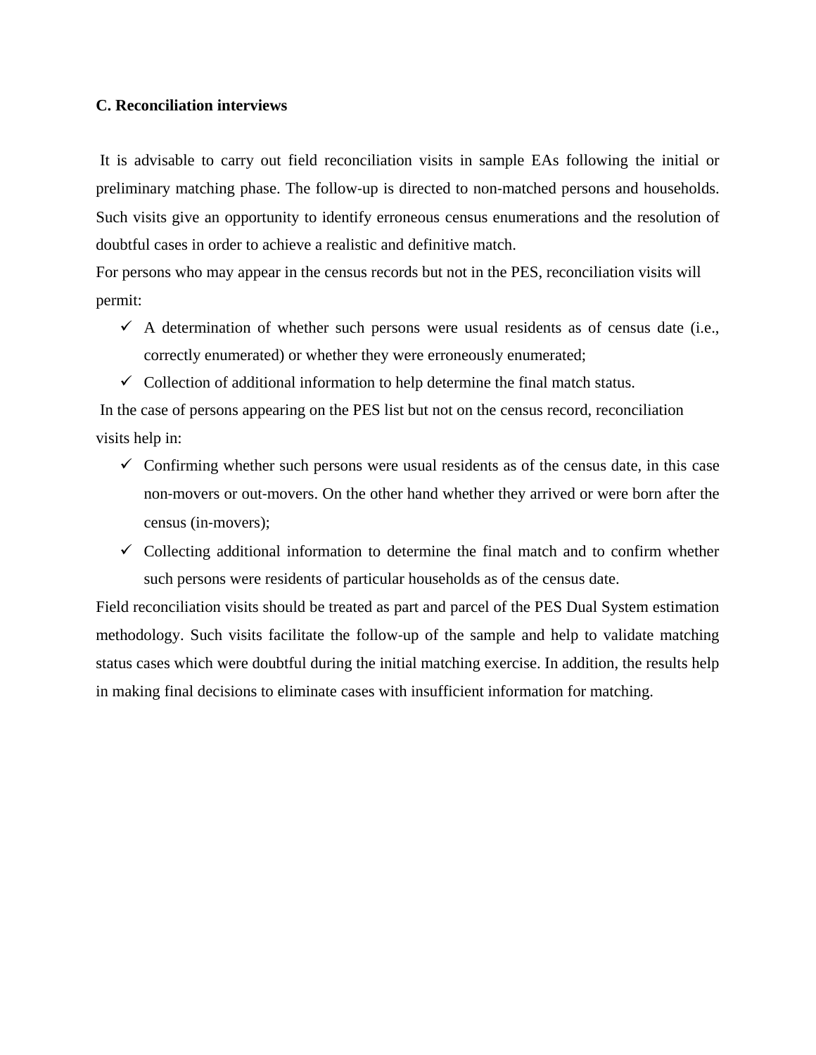### C. Reconciliation interviews

It is advisable to carry out field reconciliation visits in sample EAs following the initial or preliminary matching phase. The follow-up is directed to non-matched persons and households. Such visits give an opportunity to identify erroneous census enumerations and the resolution of doubtful cases in order to achieve a realistic and definitive match.

For persons who may appear in the census records but not in the PES, reconciliation visits will permit:

- ✓ A determination of whether such persons were usual residents as of census date (i.e., correctly enumerated) or whether they were erroneously enumerated;
- ✓ Collection of additional information to help determine the final match status.

In the case of persons appearing on the PES list but not on the census record, reconciliation visits help in:

- ✓ Confirming whether such persons were usual residents as of the census date, in this case non-movers or out-movers. On the other hand whether they arrived or were born after the census (in-movers);
- ✓ Collecting additional information to determine the final match and to confirm whether such persons were residents of particular households as of the census date.

Field reconciliation visits should be treated as part and parcel of the PES Dual System estimation methodology. Such visits facilitate the follow-up of the sample and help to validate matching status cases which were doubtful during the initial matching exercise. In addition, the results help in making final decisions to eliminate cases with insufficient information for matching.